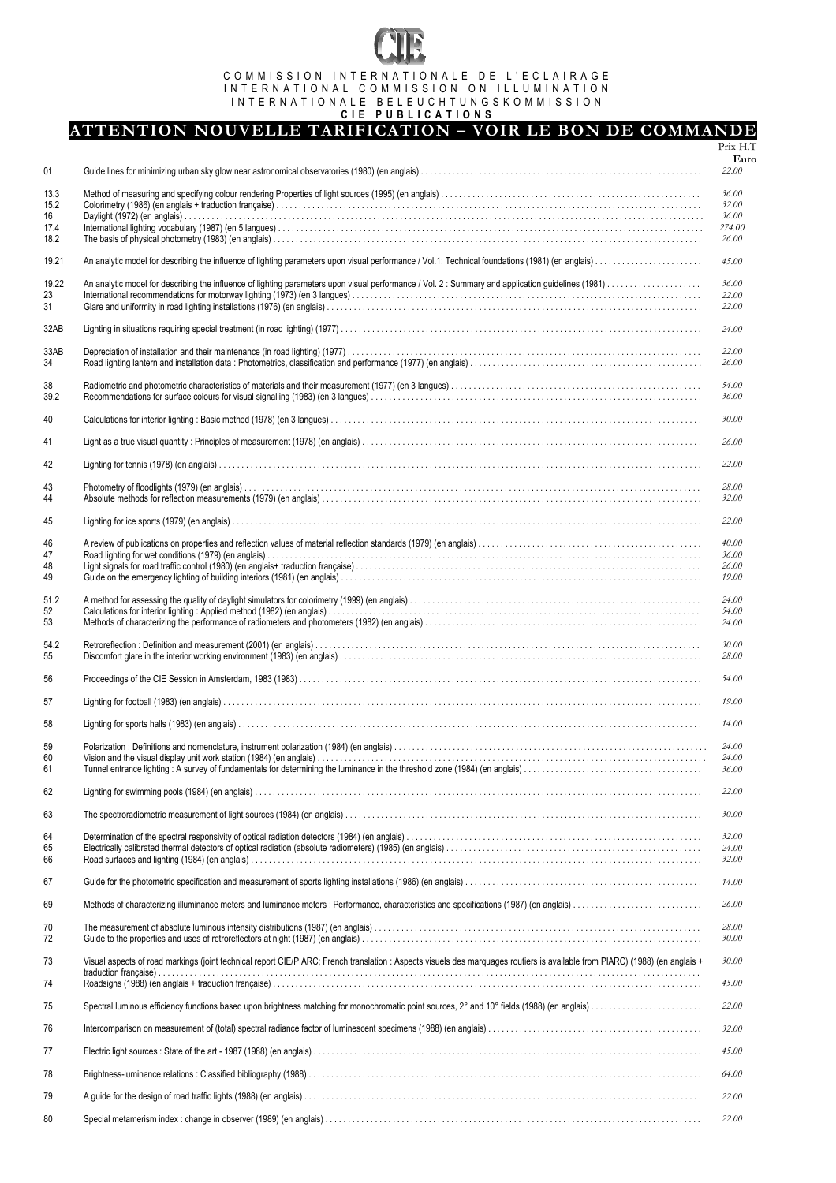COMMISSION INTERNATIONALE DE L'ECLAIRAGE
INTERNATIONAL COMMISSION ON ILLUMINATION
INTERNATIONALE BELEUCHTUNGSKOMMISSION

**CIE PUBLICATIONS**

# ATTENTION NOUVELLE TARIFICATION – VOIR LE BON DE COMMANDE

| | | Prix H.T **Euro** |
|---|---|---|
| 01 | Guide lines for minimizing urban sky glow near astronomical observatories (1980) (en anglais) | *22.00* |
| 13.3 | Method of measuring and specifying colour rendering Properties of light sources (1995) (en anglais) | *36.00* |
| 15.2 | Colorimetry (1986) (en anglais + traduction française) | *32.00* |
| 16 | Daylight (1972) (en anglais) | *36.00* |
| 17.4 | International lighting vocabulary (1987) (en 5 langues) | *274.00* |
| 18.2 | The basis of physical photometry (1983) (en anglais) | *26.00* |
| 19.21 | An analytic model for describing the influence of lighting parameters upon visual performance / Vol.1: Technical foundations (1981) (en anglais) | *45.00* |
| 19.22 | An analytic model for describing the influence of lighting parameters upon visual performance / Vol. 2 : Summary and application guidelines (1981) | *36.00* |
| 23 | International recommendations for motorway lighting (1973) (en 3 langues) | *22.00* |
| 31 | Glare and uniformity in road lighting installations (1976) (en anglais) | *22.00* |
| 32AB | Lighting in situations requiring special treatment (in road lighting) (1977) | *24.00* |
| 33AB | Depreciation of installation and their maintenance (in road lighting) (1977) | *22.00* |
| 34 | Road lighting lantern and installation data : Photometrics, classification and performance (1977) (en anglais) | *26.00* |
| 38 | Radiometric and photometric characteristics of materials and their measurement (1977) (en 3 langues) | *54.00* |
| 39.2 | Recommendations for surface colours for visual signalling (1983) (en 3 langues) | *36.00* |
| 40 | Calculations for interior lighting : Basic method (1978) (en 3 langues) | *30.00* |
| 41 | Light as a true visual quantity : Principles of measurement (1978) (en anglais) | *26.00* |
| 42 | Lighting for tennis (1978) (en anglais) | *22.00* |
| 43 | Photometry of floodlights (1979) (en anglais) | *28.00* |
| 44 | Absolute methods for reflection measurements (1979) (en anglais) | *32.00* |
| 45 | Lighting for ice sports (1979) (en anglais) | *22.00* |
| 46 | A review of publications on properties and reflection values of material reflection standards (1979) (en anglais) | *40.00* |
| 47 | Road lighting for wet conditions (1979) (en anglais) | *36.00* |
| 48 | Light signals for road traffic control (1980) (en anglais+ traduction française) | *26.00* |
| 49 | Guide on the emergency lighting of building interiors (1981) (en anglais) | *19.00* |
| 51.2 | A method for assessing the quality of daylight simulators for colorimetry (1999) (en anglais) | *24.00* |
| 52 | Calculations for interior lighting : Applied method (1982) (en anglais) | *54.00* |
| 53 | Methods of characterizing the performance of radiometers and photometers (1982) (en anglais) | *24.00* |
| 54.2 | Retroreflection : Definition and measurement (2001) (en anglais) | *30.00* |
| 55 | Discomfort glare in the interior working environment (1983) (en anglais) | *28.00* |
| 56 | Proceedings of the CIE Session in Amsterdam, 1983 (1983) | *54.00* |
| 57 | Lighting for football (1983) (en anglais) | *19.00* |
| 58 | Lighting for sports halls (1983) (en anglais) | *14.00* |
| 59 | Polarization : Definitions and nomenclature, instrument polarization (1984) (en anglais) | *24.00* |
| 60 | Vision and the visual display unit work station (1984) (en anglais) | *24.00* |
| 61 | Tunnel entrance lighting : A survey of fundamentals for determining the luminance in the threshold zone (1984) (en anglais) | *36.00* |
| 62 | Lighting for swimming pools (1984) (en anglais) | *22.00* |
| 63 | The spectroradiometric measurement of light sources (1984) (en anglais) | *30.00* |
| 64 | Determination of the spectral responsivity of optical radiation detectors (1984) (en anglais) | *32.00* |
| 65 | Electrically calibrated thermal detectors of optical radiation (absolute radiometers) (1985) (en anglais) | *24.00* |
| 66 | Road surfaces and lighting (1984) (en anglais) | *32.00* |
| 67 | Guide for the photometric specification and measurement of sports lighting installations (1986) (en anglais) | *14.00* |
| 69 | Methods of characterizing illuminance meters and luminance meters : Performance, characteristics and specifications (1987) (en anglais) | *26.00* |
| 70 | The measurement of absolute luminous intensity distributions (1987) (en anglais) | *28.00* |
| 72 | Guide to the properties and uses of retroreflectors at night (1987) (en anglais) | *30.00* |
| 73 | Visual aspects of road markings (joint technical report CIE/PIARC; French translation : Aspects visuels des marquages routiers is available from PIARC) (1988) (en anglais + traduction française) | *30.00* |
| 74 | Roadsigns (1988) (en anglais + traduction française) | *45.00* |
| 75 | Spectral luminous efficiency functions based upon brightness matching for monochromatic point sources, 2° and 10° fields (1988) (en anglais) | *22.00* |
| 76 | Intercomparison on measurement of (total) spectral radiance factor of luminescent specimens (1988) (en anglais) | *32.00* |
| 77 | Electric light sources : State of the art - 1987 (1988) (en anglais) | *45.00* |
| 78 | Brightness-luminance relations : Classified bibliography (1988) | *64.00* |
| 79 | A guide for the design of road traffic lights (1988) (en anglais) | *22.00* |
| 80 | Special metamerism index : change in observer (1989) (en anglais) | *22.00* |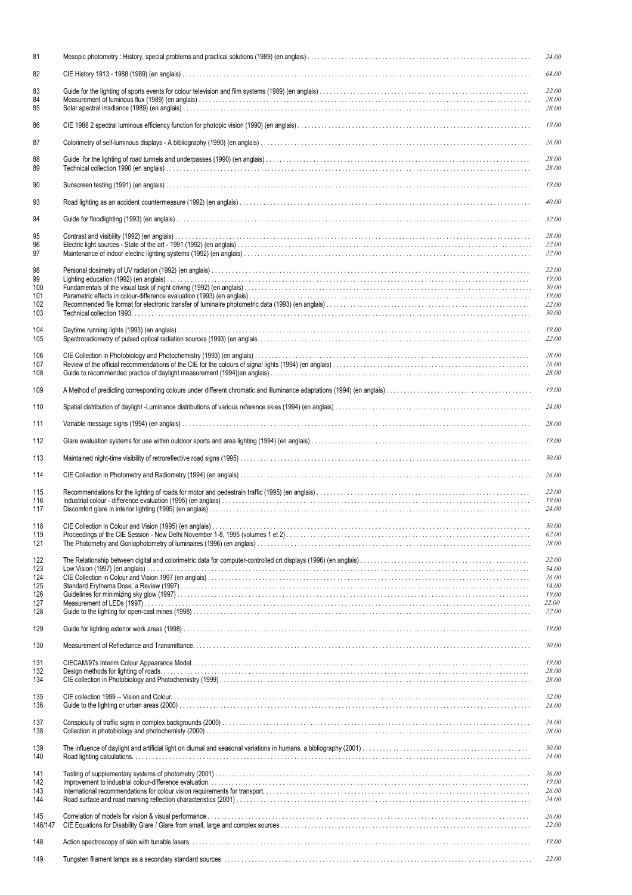| | | |
|---|---|---|
| 81 | Mesopic photometry : History, special problems and practical solutions (1989) (en anglais) | 24.00 |
| 82 | CIE History 1913 - 1988 (1989) (en anglais) | 64.00 |
| 83 | Guide for the lighting of sports events for colour television and film systems (1989) (en anglais) | 22.00 |
| 84 | Measurement of luminous flux (1989) (en anglais) | 28.00 |
| 85 | Solar spectral irradiance (1989) (en anglais) | 28.00 |
| 86 | CIE 1988 2 spectral luminous efficiency function for photopic vision (1990) (en anglais) | 19.00 |
| 87 | Colorimetry of self-luminous displays - A bibliography (1990) (en anglais) | 26.00 |
| 88 | Guide for the lighting of road tunnels and underpasses (1990) (en anglais) | 28.00 |
| 89 | Technical collection 1990 (en anglais) | 28.00 |
| 90 | Sunscreen testing (1991) (en anglais) | 19.00 |
| 93 | Road lighting as an accident countermeasure (1992) (en anglais) | 40.00 |
| 94 | Guide for floodlighting (1993) (en anglais) | 32.00 |
| 95 | Contrast and visibility (1992) (en anglais) | 28.00 |
| 96 | Electric light sources - State of the art - 1991 (1992) (en anglais) | 22.00 |
| 97 | Maintenance of indoor electric lighting systems (1992) (en anglais) | 22.00 |
| 98 | Personal dosimetry of UV radiation (1992) (en anglais) | 22.00 |
| 99 | Lighting education (1992) (en anglais) | 19.00 |
| 100 | Fundamentals of the visual task of night driving (1992) (en anglais) | 30.00 |
| 101 | Parametric effects in colour-difference evaluation (1993) (en anglais) | 19.00 |
| 102 | Recommended file format for electronic transfer of luminaire photometric data (1993) (en anglais) | 22.00 |
| 103 | Technical collection 1993. | 30.00 |
| 104 | Daytime running lights (1993) (en anglais) | 19.00 |
| 105 | Spectroradiometry of pulsed optical radiation sources (1993) (en anglais. | 22.00 |
| 106 | CIE Collection in Photobiology and Photochemistry (1993) (en anglais) | 28.00 |
| 107 | Review of the official recommendations of the CIE for the colours of signal lights (1994) (en anglais) | 26.00 |
| 108 | Guide to recommended practice of daylight measurement (1994)(en anglais) | 28.00 |
| 109 | A Method of predicting corresponding colours under different chromatic and illuminance adaptations (1994) (en anglais) | 19.00 |
| 110 | Spatial distribution of daylight -Luminance distributions of various reference skies (1994) (en anglais) | 24.00 |
| 111 | Variable message signs (1994) (en anglais) | 28.00 |
| 112 | Glare evaluation systems for use within outdoor sports and area lighting (1994) (en anglais) | 19.00 |
| 113 | Maintained night-time visibility of retroreflective road signs (1995) | 30.00 |
| 114 | CIE Collection in Photometry and Radiometry (1994) (en anglais) | 26.00 |
| 115 | Recommendations for the lighting of roads for motor and pedestrain traffic (1995) (en anglais) | 22.00 |
| 116 | Industrial colour - difference evaluation (1995) (en anglais) | 19.00 |
| 117 | Discomfort glare in interior lighting (1995) (en anglais) | 24.00 |
| 118 | CIE Collection in Colour and Vision (1995) (en anglais) | 30.00 |
| 119 | Proceedings of the CIE Session - New Delhi November 1-8, 1995 (volumes 1 et 2) | 62.00 |
| 121 | The Photometry and Goniophotometry of luminaires (1996) (en anglais) | 28.00 |
| 122 | The Relationship between digital and colorimetric data for computer-controlled crt displays (1996) (en anglais) | 22.00 |
| 123 | Low Vision (1997) (en anglais) | 54.00 |
| 124 | CIE Collection in Colour and Vision 1997 (en anglais) | 26.00 |
| 125 | Standard Erythema Dose, a Review (1997) | 14.00 |
| 126 | Guidelines for minimizing sky glow (1997) | 19.00 |
| 127 | Measurement of LEDs (1997) | 22.00 |
| 128 | Guide to the lighting for open-cast mines (1998) | 22.00 |
| 129 | Guide for lighting exterior work areas (1998) | 19.00 |
| 130 | Measurement of Reflectance and Transmittance. | 30.00 |
| 131 | CIECAM/97s Interim Colour Appearance Model. | 19.00 |
| 132 | Design methods for lighting of roads. | 28.00 |
| 134 | CIE collection in Photobiology and Photochemistry (1999) | 28.00 |
| 135 | CIE collection 1999 -- Vision and Colour. | 32.00 |
| 136 | Guide to the lighting or urban areas (2000) | 24.00 |
| 137 | Conspicuity of traffic signs in complex backgrounds (2000) | 24.00 |
| 138 | Collection in photobiology and photochemisty (2000) | 28.00 |
| 139 | The influence of daylight and artificial light on diurnal and seasonal variations in humans. a bibliography (2001) | 30.00 |
| 140 | Road lighting calculations. | 24.00 |
| 141 | Testing of supplementary systems of photometry (2001) | 36.00 |
| 142 | Improvement to industrial colour-difference evaluation. | 19.00 |
| 143 | International recommendations for colour vision requirements for transport. | 26.00 |
| 144 | Road surface and road marking reflection characteristics (2001) | 24.00 |
| 145 | Correlation of models for vision & visual performance | 26.00 |
| 146/147 | CIE Equations for Disability Glare / Glare from small, large and complex sources | 22.00 |
| 148 | Action spectroscopy of skin with tunable lasers. | 19.00 |
| 149 | Tungsten filament lamps as a secondary standard sources | 22.00 |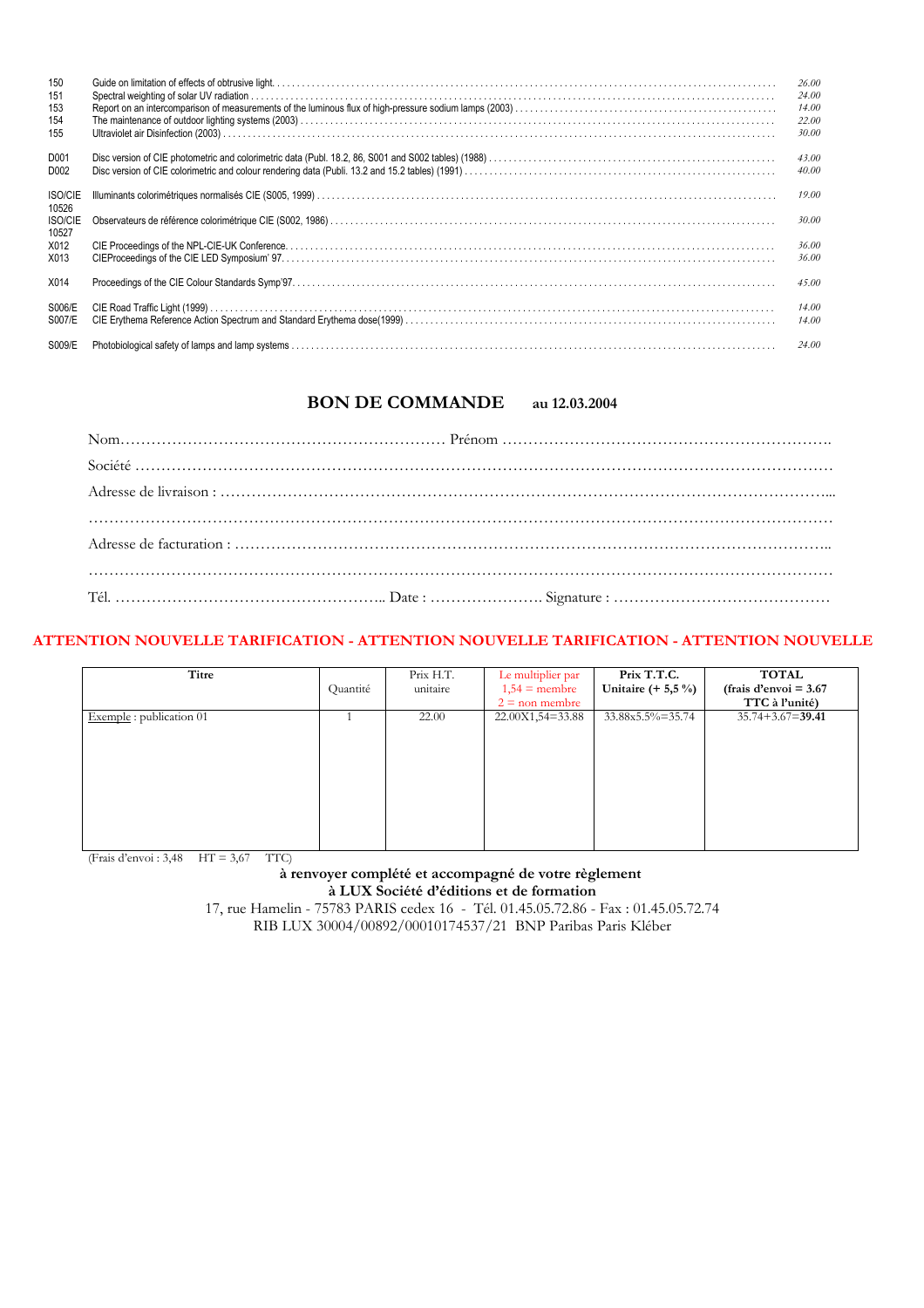| | | |
|---|---|---|
| 150 | Guide on limitation of effects of obtrusive light. | *26.00* |
| 151 | Spectral weighting of solar UV radiation | *24.00* |
| 153 | Report on an intercomparison of measurements of the luminous flux of high-pressure sodium lamps (2003) | *14.00* |
| 154 | The maintenance of outdoor lighting systems (2003) | *22.00* |
| 155 | Ultraviolet air Disinfection (2003) | *30.00* |
| D001 | Disc version of CIE photometric and colorimetric data (Publ. 18.2, 86, S001 and S002 tables) (1988) | *43.00* |
| D002 | Disc version of CIE colorimetric and colour rendering data (Publi. 13.2 and 15.2 tables) (1991) | *40.00* |
| ISO/CIE 10526 | Illuminants colorimétriques normalisés CIE (S005, 1999) | *19.00* |
| ISO/CIE 10527 | Observateurs de référence colorimétrique CIE (S002, 1986) | *30.00* |
| X012 | CIE Proceedings of the NPL-CIE-UK Conference. | *36.00* |
| X013 | CIEProceedings of the CIE LED Symposium' 97. | *36.00* |
| X014 | Proceedings of the CIE Colour Standards Symp'97. | *45.00* |
| S006/E | CIE Road Traffic Light (1999) | *14.00* |
| S007/E | CIE Erythema Reference Action Spectrum and Standard Erythema dose(1999) | *14.00* |
| S009/E | Photobiological safety of lamps and lamp systems | *24.00* |

## BON DE COMMANDE au 12.03.2004

Nom…………………………………………………… Prénom …………………………………………………….

Société ………………………………………………………………………………………………………….

Adresse de livraison : ……………………………………………………………………………………………...

……………………………………………………………………………………………………………………

Adresse de facturation : …………………………………………………………………………………………..

……………………………………………………………………………………………………………………

Tél. …………………………………………….. Date : …………………. Signature : ……………………………………

**ATTENTION NOUVELLE TARIFICATION - ATTENTION NOUVELLE TARIFICATION - ATTENTION NOUVELLE**

| **Titre** | Quantité | Prix H.T. unitaire | Le multiplier par 1,54 = membre 2 = non membre | **Prix T.T.C. Unitaire (+ 5,5 %)** | **TOTAL (frais d'envoi = 3.67 TTC à l'unité)** |
|---|---|---|---|---|---|
| Exemple : publication 01 | 1 | 22.00 | 22.00X1,54=33.88 | 33.88x5.5%=35.74 | 35.74+3.67=**39.41** |
| | | | | | |

(Frais d'envoi : 3,48 HT = 3,67 TTC)

**à renvoyer complété et accompagné de votre règlement**
**à LUX Société d'éditions et de formation**

17, rue Hamelin - 75783 PARIS cedex 16 - Tél. 01.45.05.72.86 - Fax : 01.45.05.72.74

RIB LUX 30004/00892/00010174537/21 BNP Paribas Paris Kléber